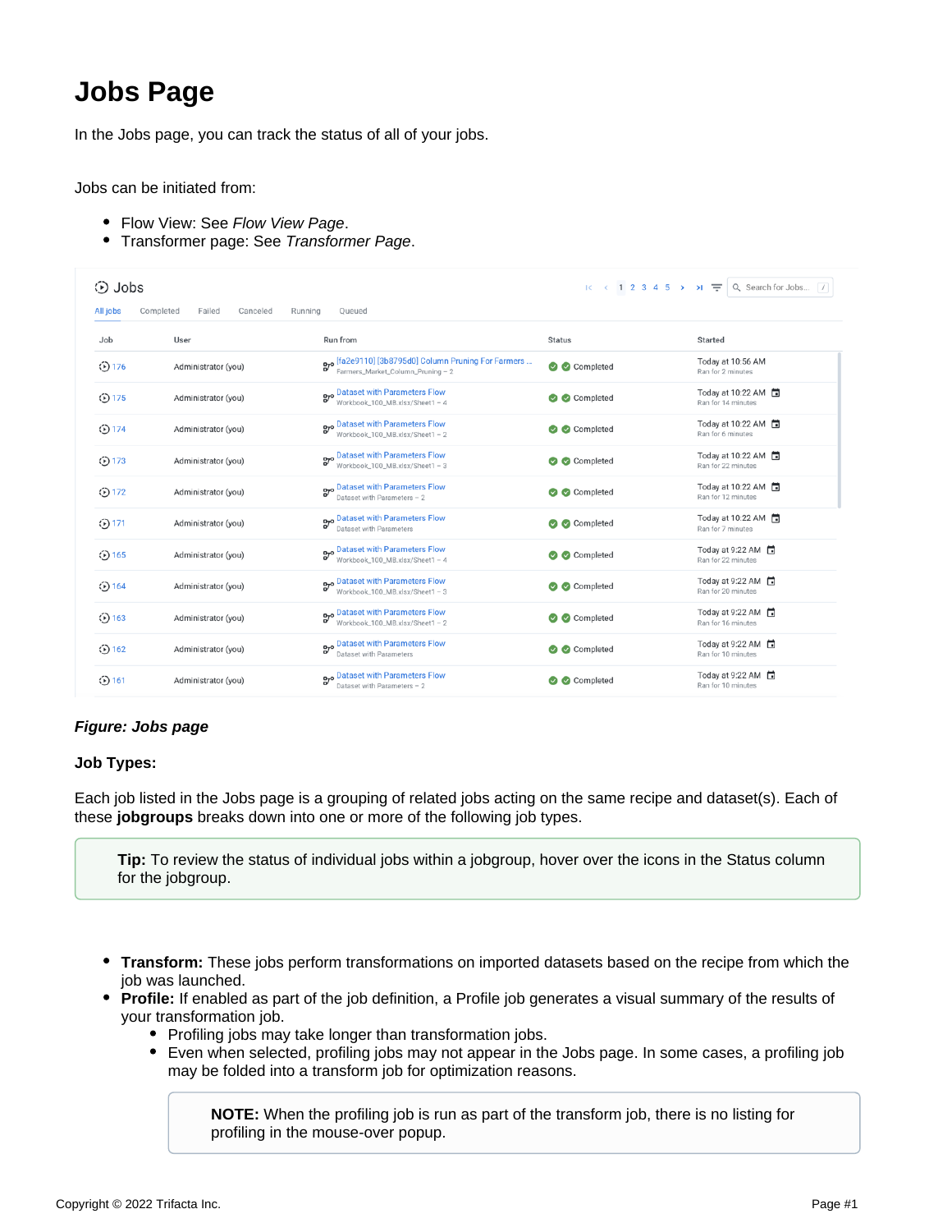# Jobs Page

In the Jobs page, you can track the status of all of your jobs.

Jobs can be initiated from:

- Flow View: See *Flow View Page*.
- Transformer page: See *Transformer Page*.

***Figure: Jobs page***

**Job Types:**

Each job listed in the Jobs page is a grouping of related jobs acting on the same recipe and dataset(s). Each of these **jobgroups** breaks down into one or more of the following job types.

> **Tip:** To review the status of individual jobs within a jobgroup, hover over the icons in the Status column for the jobgroup.

- **Transform:** These jobs perform transformations on imported datasets based on the recipe from which the job was launched.
- **Profile:** If enabled as part of the job definition, a Profile job generates a visual summary of the results of your transformation job.
  - Profiling jobs may take longer than transformation jobs.
  - Even when selected, profiling jobs may not appear in the Jobs page. In some cases, a profiling job may be folded into a transform job for optimization reasons.

  > **NOTE:** When the profiling job is run as part of the transform job, there is no listing for profiling in the mouse-over popup.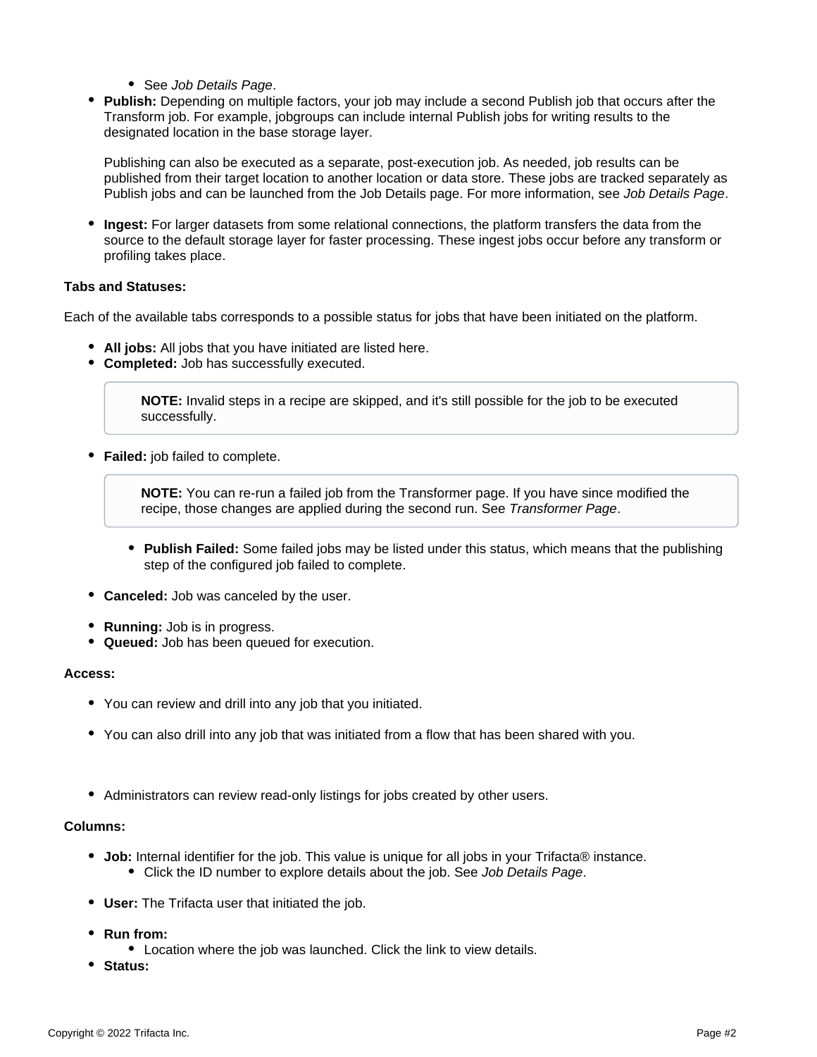- See *Job Details Page*.
- **Publish:** Depending on multiple factors, your job may include a second Publish job that occurs after the Transform job. For example, jobgroups can include internal Publish jobs for writing results to the designated location in the base storage layer.

  Publishing can also be executed as a separate, post-execution job. As needed, job results can be published from their target location to another location or data store. These jobs are tracked separately as Publish jobs and can be launched from the Job Details page. For more information, see *Job Details Page*.

- **Ingest:** For larger datasets from some relational connections, the platform transfers the data from the source to the default storage layer for faster processing. These ingest jobs occur before any transform or profiling takes place.

**Tabs and Statuses:**

Each of the available tabs corresponds to a possible status for jobs that have been initiated on the platform.

- **All jobs:** All jobs that you have initiated are listed here.
- **Completed:** Job has successfully executed.

  > **NOTE:** Invalid steps in a recipe are skipped, and it's still possible for the job to be executed successfully.

- **Failed:** job failed to complete.

  > **NOTE:** You can re-run a failed job from the Transformer page. If you have since modified the recipe, those changes are applied during the second run. See *Transformer Page*.

    - **Publish Failed:** Some failed jobs may be listed under this status, which means that the publishing step of the configured job failed to complete.

- **Canceled:** Job was canceled by the user.

- **Running:** Job is in progress.
- **Queued:** Job has been queued for execution.

**Access:**

- You can review and drill into any job that you initiated.

- You can also drill into any job that was initiated from a flow that has been shared with you.

- Administrators can review read-only listings for jobs created by other users.

**Columns:**

- **Job:** Internal identifier for the job. This value is unique for all jobs in your Trifacta® instance.
    - Click the ID number to explore details about the job. See *Job Details Page*.

- **User:** The Trifacta user that initiated the job.

- **Run from:**
    - Location where the job was launched. Click the link to view details.
- **Status:**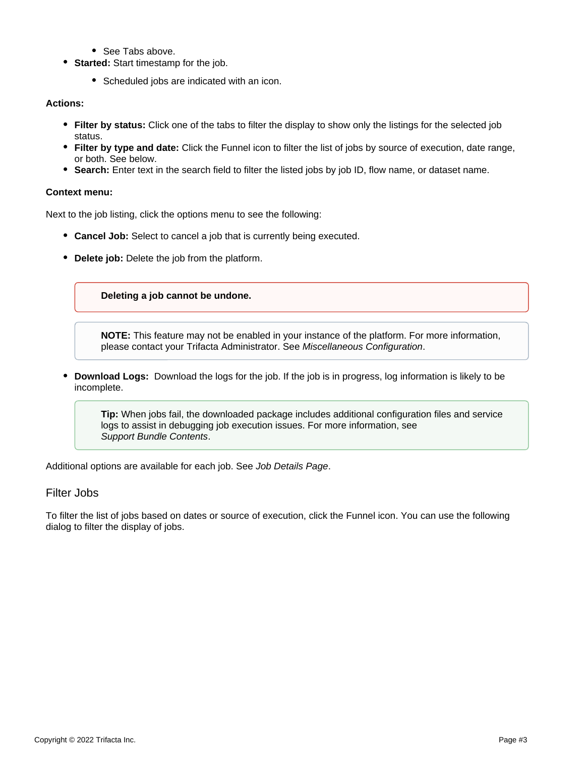- See Tabs above.
- **Started:** Start timestamp for the job.
    - Scheduled jobs are indicated with an icon.

**Actions:**

- **Filter by status:** Click one of the tabs to filter the display to show only the listings for the selected job status.
- **Filter by type and date:** Click the Funnel icon to filter the list of jobs by source of execution, date range, or both. See below.
- **Search:** Enter text in the search field to filter the listed jobs by job ID, flow name, or dataset name.

**Context menu:**

Next to the job listing, click the options menu to see the following:

- **Cancel Job:** Select to cancel a job that is currently being executed.
- **Delete job:** Delete the job from the platform.

    > **Deleting a job cannot be undone.**

    > **NOTE:** This feature may not be enabled in your instance of the platform. For more information, please contact your Trifacta Administrator. See *Miscellaneous Configuration*.

- **Download Logs:** Download the logs for the job. If the job is in progress, log information is likely to be incomplete.

    > **Tip:** When jobs fail, the downloaded package includes additional configuration files and service logs to assist in debugging job execution issues. For more information, see *Support Bundle Contents*.

Additional options are available for each job. See *Job Details Page*.

## Filter Jobs

To filter the list of jobs based on dates or source of execution, click the Funnel icon. You can use the following dialog to filter the display of jobs.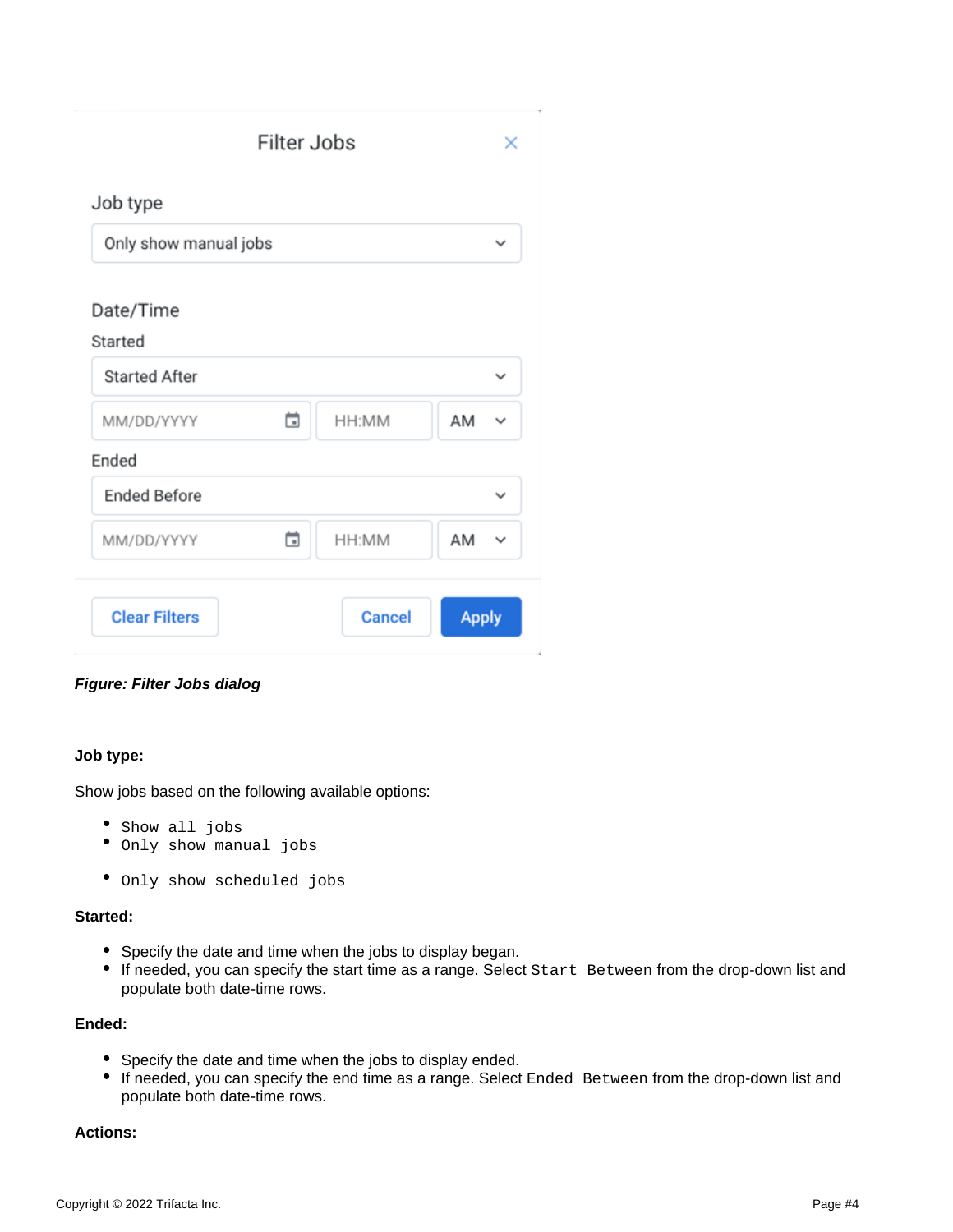*Figure: Filter Jobs dialog*

**Job type:**

Show jobs based on the following available options:

- `Show all jobs`
- `Only show manual jobs`
- `Only show scheduled jobs`

**Started:**

- Specify the date and time when the jobs to display began.
- If needed, you can specify the start time as a range. Select `Start Between` from the drop-down list and populate both date-time rows.

**Ended:**

- Specify the date and time when the jobs to display ended.
- If needed, you can specify the end time as a range. Select `Ended Between` from the drop-down list and populate both date-time rows.

**Actions:**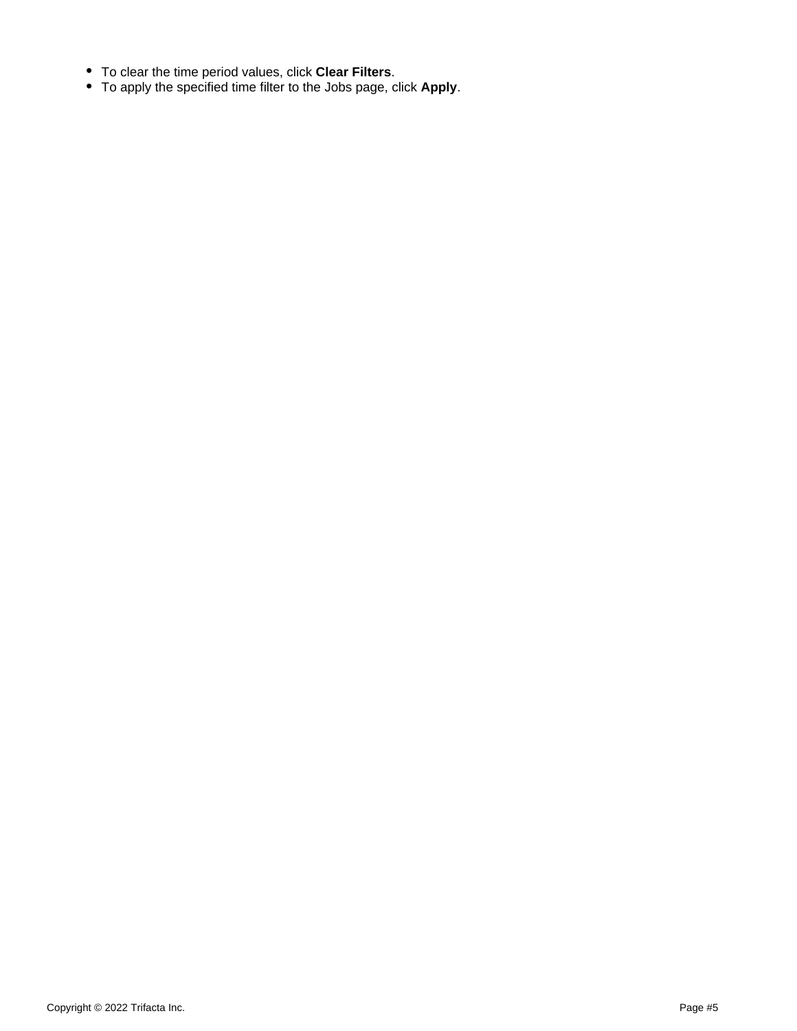- To clear the time period values, click **Clear Filters**.
- To apply the specified time filter to the Jobs page, click **Apply**.